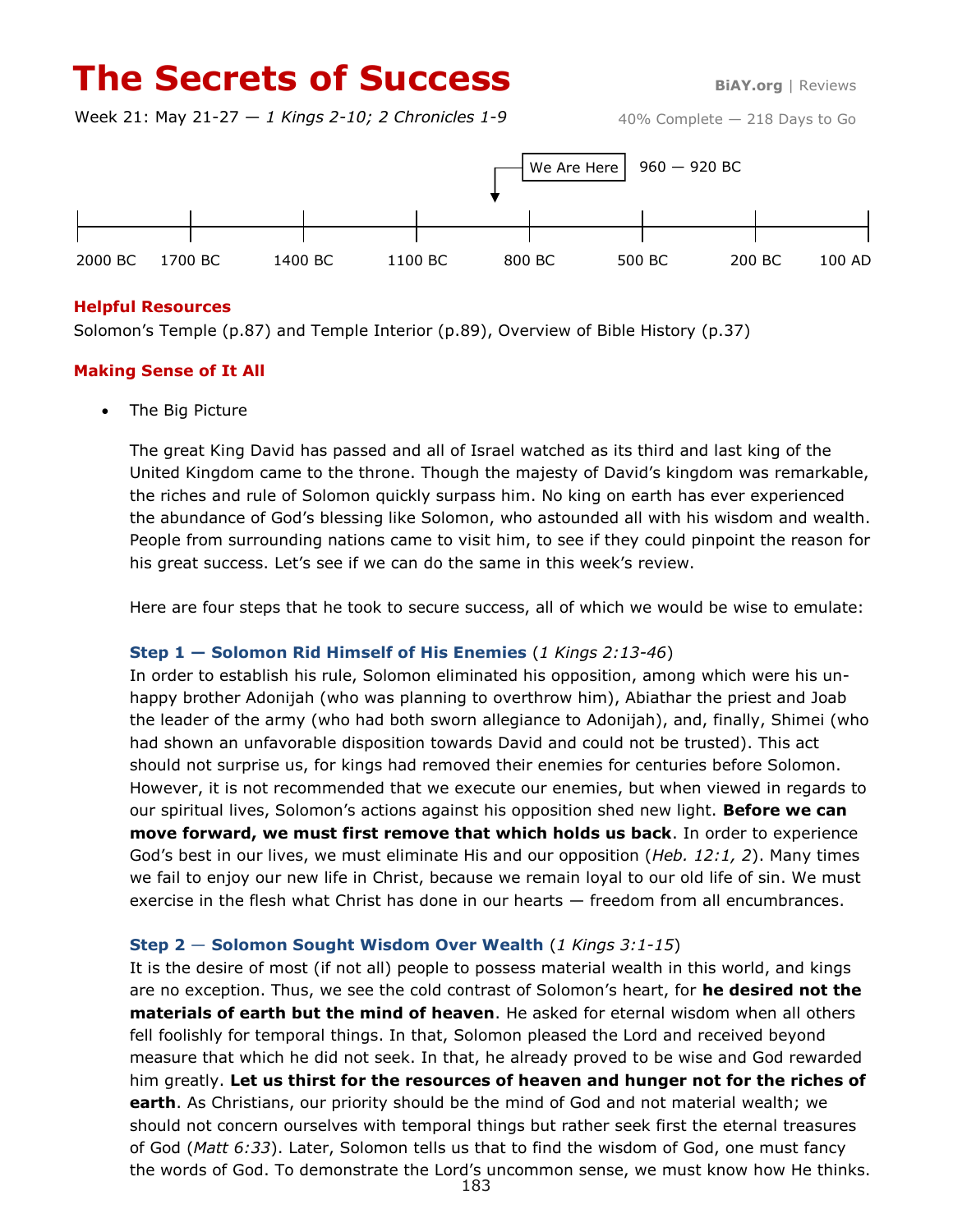# The Secrets of Success

BiAY.org | Reviews

Week 21: May 21-27 — *1 Kings 2-10; 2 Chronicles 1-9*

40% Complete — 218 Days to Go

We Are Here — 960 — 920 BC

2000 BC | 1700 BC | 1400 BC | 1100 BC | 800 BC | 500 BC | 200 BC | 100 AD

## Helpful Resources

Solomon's Temple (p.87) and Temple Interior (p.89), Overview of Bible History (p.37)

## Making Sense of It All

- The Big Picture

The great King David has passed and all of Israel watched as its third and last king of the United Kingdom came to the throne. Though the majesty of David's kingdom was remarkable, the riches and rule of Solomon quickly surpass him. No king on earth has ever experienced the abundance of God's blessing like Solomon, who astounded all with his wisdom and wealth. People from surrounding nations came to visit him, to see if they could pinpoint the reason for his great success. Let's see if we can do the same in this week's review.

Here are four steps that he took to secure success, all of which we would be wise to emulate:

### Step 1 — Solomon Rid Himself of His Enemies (*1 Kings 2:13-46*)

In order to establish his rule, Solomon eliminated his opposition, among which were his unhappy brother Adonijah (who was planning to overthrow him), Abiathar the priest and Joab the leader of the army (who had both sworn allegiance to Adonijah), and, finally, Shimei (who had shown an unfavorable disposition towards David and could not be trusted). This act should not surprise us, for kings had removed their enemies for centuries before Solomon. However, it is not recommended that we execute our enemies, but when viewed in regards to our spiritual lives, Solomon's actions against his opposition shed new light. **Before we can move forward, we must first remove that which holds us back**. In order to experience God's best in our lives, we must eliminate His and our opposition (*Heb. 12:1, 2*). Many times we fail to enjoy our new life in Christ, because we remain loyal to our old life of sin. We must exercise in the flesh what Christ has done in our hearts — freedom from all encumbrances.

### Step 2 — Solomon Sought Wisdom Over Wealth (*1 Kings 3:1-15*)

It is the desire of most (if not all) people to possess material wealth in this world, and kings are no exception. Thus, we see the cold contrast of Solomon's heart, for **he desired not the materials of earth but the mind of heaven**. He asked for eternal wisdom when all others fell foolishly for temporal things. In that, Solomon pleased the Lord and received beyond measure that which he did not seek. In that, he already proved to be wise and God rewarded him greatly. **Let us thirst for the resources of heaven and hunger not for the riches of earth**. As Christians, our priority should be the mind of God and not material wealth; we should not concern ourselves with temporal things but rather seek first the eternal treasures of God (*Matt 6:33*). Later, Solomon tells us that to find the wisdom of God, one must fancy the words of God. To demonstrate the Lord's uncommon sense, we must know how He thinks.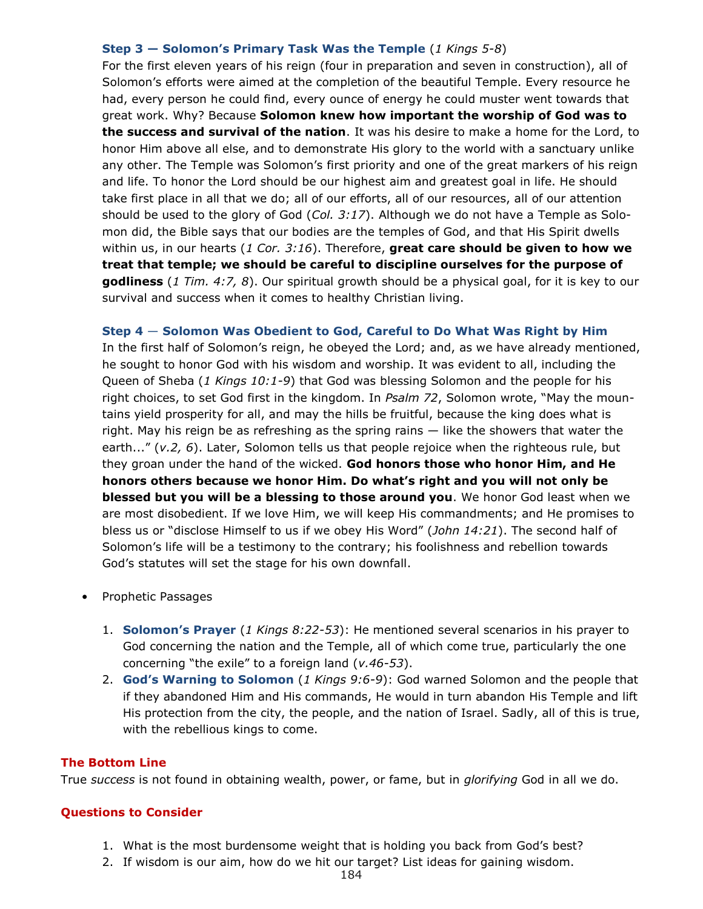**Step 3 — Solomon's Primary Task Was the Temple** (*1 Kings 5-8*)
For the first eleven years of his reign (four in preparation and seven in construction), all of Solomon's efforts were aimed at the completion of the beautiful Temple. Every resource he had, every person he could find, every ounce of energy he could muster went towards that great work. Why? Because **Solomon knew how important the worship of God was to the success and survival of the nation**. It was his desire to make a home for the Lord, to honor Him above all else, and to demonstrate His glory to the world with a sanctuary unlike any other. The Temple was Solomon's first priority and one of the great markers of his reign and life. To honor the Lord should be our highest aim and greatest goal in life. He should take first place in all that we do; all of our efforts, all of our resources, all of our attention should be used to the glory of God (*Col. 3:17*). Although we do not have a Temple as Solomon did, the Bible says that our bodies are the temples of God, and that His Spirit dwells within us, in our hearts (*1 Cor. 3:16*). Therefore, **great care should be given to how we treat that temple; we should be careful to discipline ourselves for the purpose of godliness** (*1 Tim. 4:7, 8*). Our spiritual growth should be a physical goal, for it is key to our survival and success when it comes to healthy Christian living.

**Step 4 — Solomon Was Obedient to God, Careful to Do What Was Right by Him**
In the first half of Solomon's reign, he obeyed the Lord; and, as we have already mentioned, he sought to honor God with his wisdom and worship. It was evident to all, including the Queen of Sheba (*1 Kings 10:1-9*) that God was blessing Solomon and the people for his right choices, to set God first in the kingdom. In *Psalm 72*, Solomon wrote, "May the mountains yield prosperity for all, and may the hills be fruitful, because the king does what is right. May his reign be as refreshing as the spring rains — like the showers that water the earth..." (*v.2, 6*). Later, Solomon tells us that people rejoice when the righteous rule, but they groan under the hand of the wicked. **God honors those who honor Him, and He honors others because we honor Him. Do what's right and you will not only be blessed but you will be a blessing to those around you**. We honor God least when we are most disobedient. If we love Him, we will keep His commandments; and He promises to bless us or "disclose Himself to us if we obey His Word" (*John 14:21*). The second half of Solomon's life will be a testimony to the contrary; his foolishness and rebellion towards God's statutes will set the stage for his own downfall.

- Prophetic Passages

    1. **Solomon's Prayer** (*1 Kings 8:22-53*): He mentioned several scenarios in his prayer to God concerning the nation and the Temple, all of which come true, particularly the one concerning "the exile" to a foreign land (*v.46-53*).
    2. **God's Warning to Solomon** (*1 Kings 9:6-9*): God warned Solomon and the people that if they abandoned Him and His commands, He would in turn abandon His Temple and lift His protection from the city, the people, and the nation of Israel. Sadly, all of this is true, with the rebellious kings to come.

## The Bottom Line

True *success* is not found in obtaining wealth, power, or fame, but in *glorifying* God in all we do.

## Questions to Consider

1. What is the most burdensome weight that is holding you back from God's best?
2. If wisdom is our aim, how do we hit our target? List ideas for gaining wisdom.